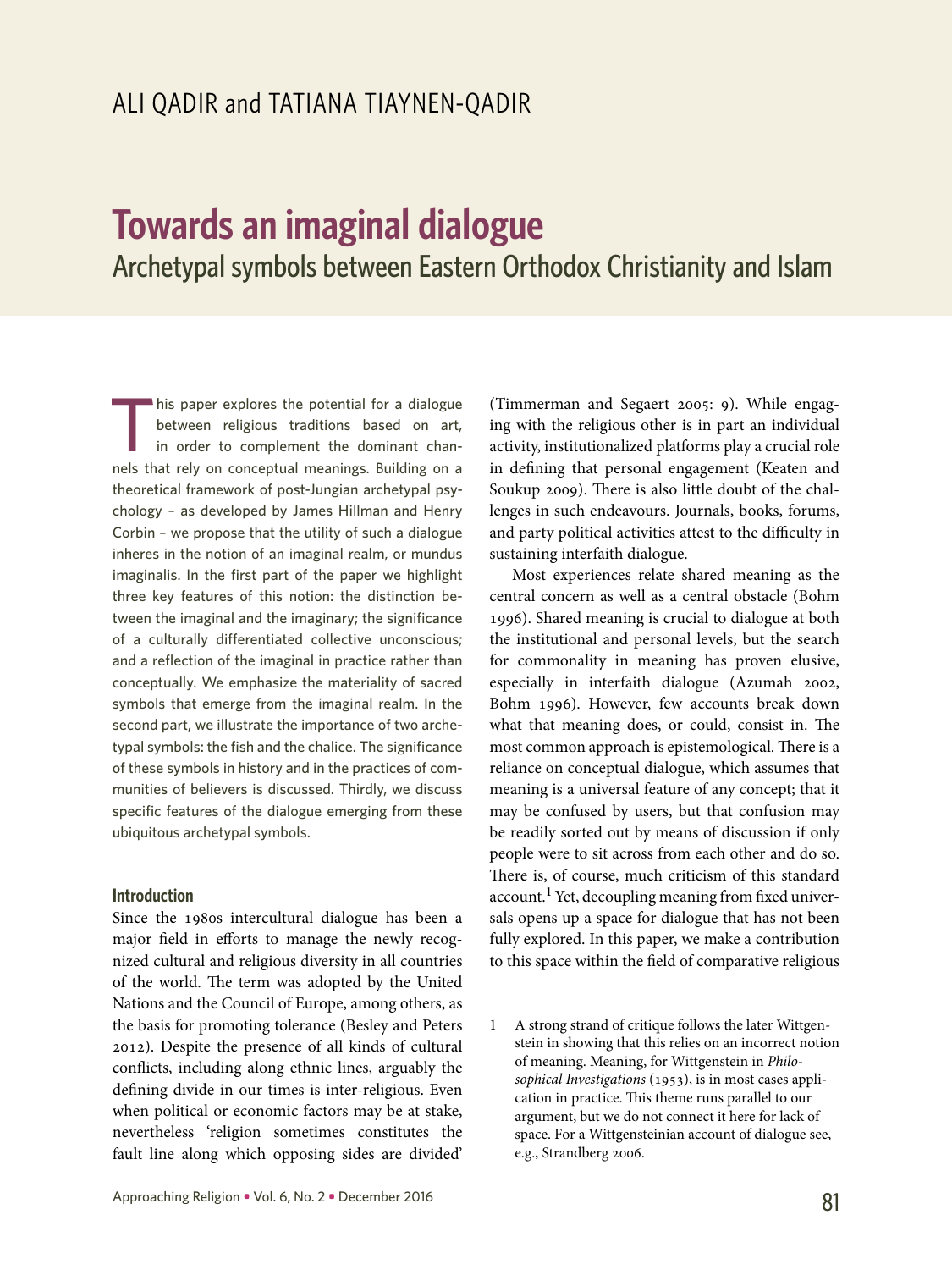ALI QADIR and TATIANA TIAYNEN-QADIR

# Towards an imaginal dialogue

## Archetypal symbols between Eastern Orthodox Christianity and Islam

This paper explores the potential for a dialogue between religious traditions based on art, in order to complement the dominant channels that rely on conceptual meanings. Building on a theoretical framework of post-Jungian archetypal psychology – as developed by James Hillman and Henry Corbin – we propose that the utility of such a dialogue inheres in the notion of an imaginal realm, or mundus imaginalis. In the first part of the paper we highlight three key features of this notion: the distinction between the imaginal and the imaginary; the significance of a culturally differentiated collective unconscious; and a reflection of the imaginal in practice rather than conceptually. We emphasize the materiality of sacred symbols that emerge from the imaginal realm. In the second part, we illustrate the importance of two archetypal symbols: the fish and the chalice. The significance of these symbols in history and in the practices of communities of believers is discussed. Thirdly, we discuss specific features of the dialogue emerging from these ubiquitous archetypal symbols.

### Introduction

Since the 1980s intercultural dialogue has been a major field in efforts to manage the newly recognized cultural and religious diversity in all countries of the world. The term was adopted by the United Nations and the Council of Europe, among others, as the basis for promoting tolerance (Besley and Peters 2012). Despite the presence of all kinds of cultural conflicts, including along ethnic lines, arguably the defining divide in our times is inter-religious. Even when political or economic factors may be at stake, nevertheless 'religion sometimes constitutes the fault line along which opposing sides are divided' (Timmerman and Segaert 2005: 9). While engaging with the religious other is in part an individual activity, institutionalized platforms play a crucial role in defining that personal engagement (Keaten and Soukup 2009). There is also little doubt of the challenges in such endeavours. Journals, books, forums, and party political activities attest to the difficulty in sustaining interfaith dialogue.

Most experiences relate shared meaning as the central concern as well as a central obstacle (Bohm 1996). Shared meaning is crucial to dialogue at both the institutional and personal levels, but the search for commonality in meaning has proven elusive, especially in interfaith dialogue (Azumah 2002, Bohm 1996). However, few accounts break down what that meaning does, or could, consist in. The most common approach is epistemological. There is a reliance on conceptual dialogue, which assumes that meaning is a universal feature of any concept; that it may be confused by users, but that confusion may be readily sorted out by means of discussion if only people were to sit across from each other and do so. There is, of course, much criticism of this standard account.[1] Yet, decoupling meaning from fixed universals opens up a space for dialogue that has not been fully explored. In this paper, we make a contribution to this space within the field of comparative religious

1 A strong strand of critique follows the later Wittgenstein in showing that this relies on an incorrect notion of meaning. Meaning, for Wittgenstein in *Philosophical Investigations* (1953), is in most cases application in practice. This theme runs parallel to our argument, but we do not connect it here for lack of space. For a Wittgensteinian account of dialogue see, e.g., Strandberg 2006.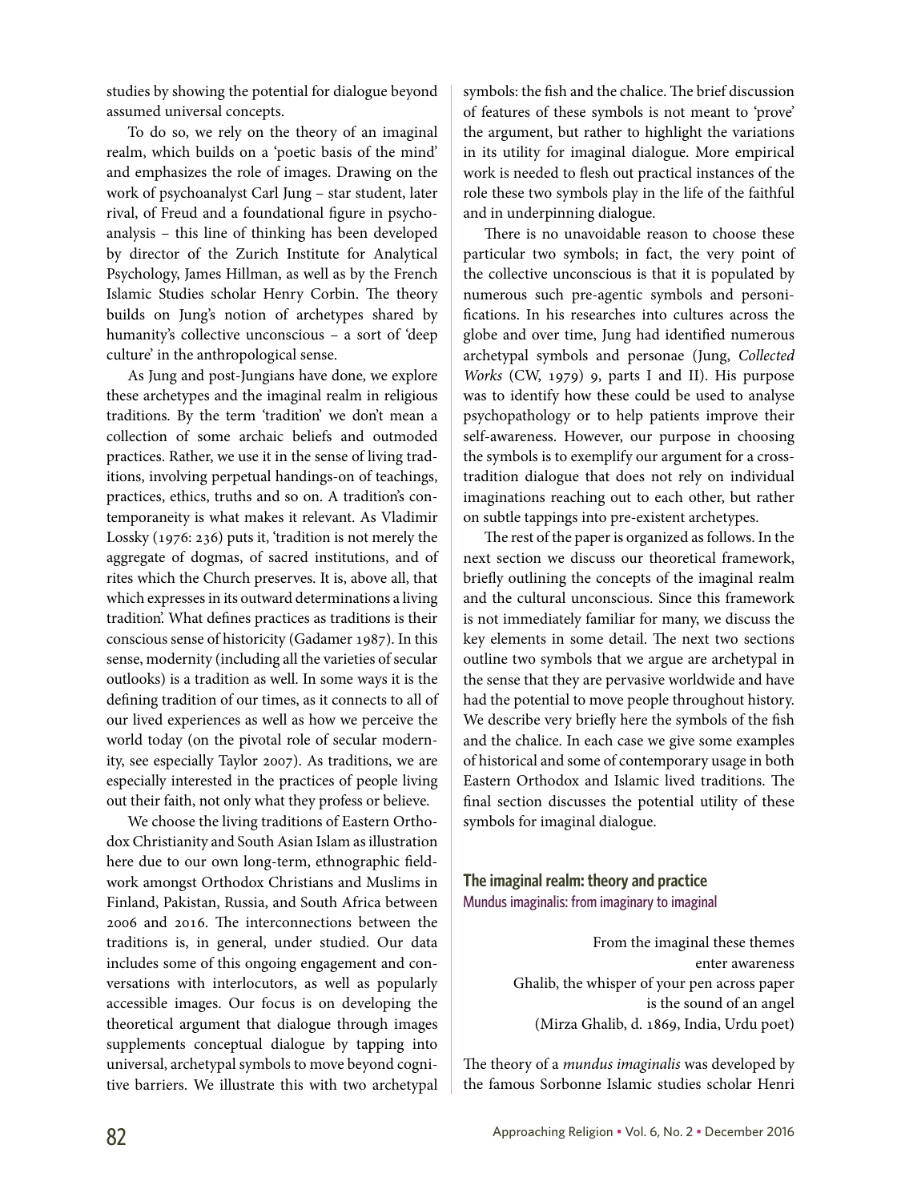studies by showing the potential for dialogue beyond assumed universal concepts.

To do so, we rely on the theory of an imaginal realm, which builds on a 'poetic basis of the mind' and emphasizes the role of images. Drawing on the work of psychoanalyst Carl Jung – star student, later rival, of Freud and a foundational figure in psychoanalysis – this line of thinking has been developed by director of the Zurich Institute for Analytical Psychology, James Hillman, as well as by the French Islamic Studies scholar Henry Corbin. The theory builds on Jung's notion of archetypes shared by humanity's collective unconscious – a sort of 'deep culture' in the anthropological sense.

As Jung and post-Jungians have done, we explore these archetypes and the imaginal realm in religious traditions. By the term 'tradition' we don't mean a collection of some archaic beliefs and outmoded practices. Rather, we use it in the sense of living traditions, involving perpetual handings-on of teachings, practices, ethics, truths and so on. A tradition's contemporaneity is what makes it relevant. As Vladimir Lossky (1976: 236) puts it, 'tradition is not merely the aggregate of dogmas, of sacred institutions, and of rites which the Church preserves. It is, above all, that which expresses in its outward determinations a living tradition'. What defines practices as traditions is their conscious sense of historicity (Gadamer 1987). In this sense, modernity (including all the varieties of secular outlooks) is a tradition as well. In some ways it is the defining tradition of our times, as it connects to all of our lived experiences as well as how we perceive the world today (on the pivotal role of secular modernity, see especially Taylor 2007). As traditions, we are especially interested in the practices of people living out their faith, not only what they profess or believe.

We choose the living traditions of Eastern Orthodox Christianity and South Asian Islam as illustration here due to our own long-term, ethnographic fieldwork amongst Orthodox Christians and Muslims in Finland, Pakistan, Russia, and South Africa between 2006 and 2016. The interconnections between the traditions is, in general, under studied. Our data includes some of this ongoing engagement and conversations with interlocutors, as well as popularly accessible images. Our focus is on developing the theoretical argument that dialogue through images supplements conceptual dialogue by tapping into universal, archetypal symbols to move beyond cognitive barriers. We illustrate this with two archetypal symbols: the fish and the chalice. The brief discussion of features of these symbols is not meant to 'prove' the argument, but rather to highlight the variations in its utility for imaginal dialogue. More empirical work is needed to flesh out practical instances of the role these two symbols play in the life of the faithful and in underpinning dialogue.

There is no unavoidable reason to choose these particular two symbols; in fact, the very point of the collective unconscious is that it is populated by numerous such pre-agentic symbols and personifications. In his researches into cultures across the globe and over time, Jung had identified numerous archetypal symbols and personae (Jung, *Collected Works* (CW, 1979) 9, parts I and II). His purpose was to identify how these could be used to analyse psychopathology or to help patients improve their self-awareness. However, our purpose in choosing the symbols is to exemplify our argument for a cross-tradition dialogue that does not rely on individual imaginations reaching out to each other, but rather on subtle tappings into pre-existent archetypes.

The rest of the paper is organized as follows. In the next section we discuss our theoretical framework, briefly outlining the concepts of the imaginal realm and the cultural unconscious. Since this framework is not immediately familiar for many, we discuss the key elements in some detail. The next two sections outline two symbols that we argue are archetypal in the sense that they are pervasive worldwide and have had the potential to move people throughout history. We describe very briefly here the symbols of the fish and the chalice. In each case we give some examples of historical and some of contemporary usage in both Eastern Orthodox and Islamic lived traditions. The final section discusses the potential utility of these symbols for imaginal dialogue.

## The imaginal realm: theory and practice

### Mundus imaginalis: from imaginary to imaginal

> From the imaginal these themes
> enter awareness
> Ghalib, the whisper of your pen across paper
> is the sound of an angel
> (Mirza Ghalib, d. 1869, India, Urdu poet)

The theory of a *mundus imaginalis* was developed by the famous Sorbonne Islamic studies scholar Henri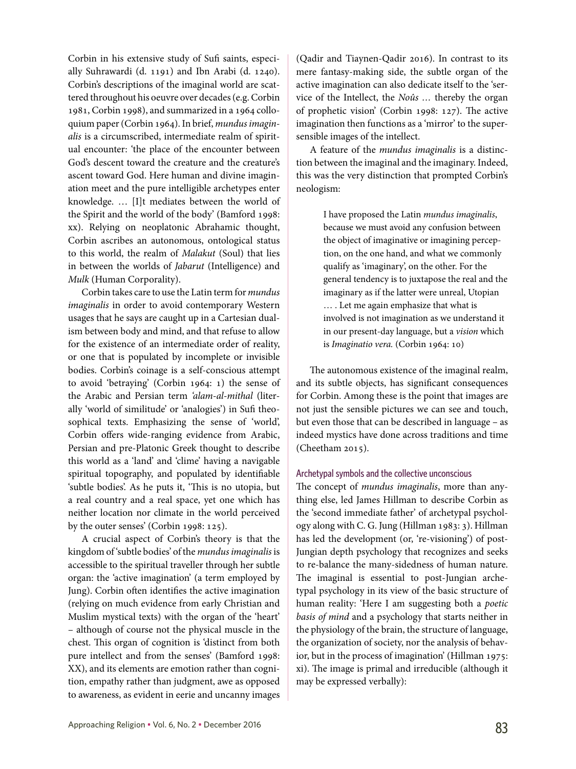Corbin in his extensive study of Sufi saints, especially Suhrawardi (d. 1191) and Ibn Arabi (d. 1240). Corbin's descriptions of the imaginal world are scattered throughout his oeuvre over decades (e.g. Corbin 1981, Corbin 1998), and summarized in a 1964 colloquium paper (Corbin 1964). In brief, *mundus imaginalis* is a circumscribed, intermediate realm of spiritual encounter: 'the place of the encounter between God's descent toward the creature and the creature's ascent toward God. Here human and divine imagination meet and the pure intelligible archetypes enter knowledge. … [I]t mediates between the world of the Spirit and the world of the body' (Bamford 1998: xx). Relying on neoplatonic Abrahamic thought, Corbin ascribes an autonomous, ontological status to this world, the realm of *Malakut* (Soul) that lies in between the worlds of *Jabarut* (Intelligence) and *Mulk* (Human Corporality).

Corbin takes care to use the Latin term for *mundus imaginalis* in order to avoid contemporary Western usages that he says are caught up in a Cartesian dualism between body and mind, and that refuse to allow for the existence of an intermediate order of reality, or one that is populated by incomplete or invisible bodies. Corbin's coinage is a self-conscious attempt to avoid 'betraying' (Corbin 1964: 1) the sense of the Arabic and Persian term *'alam-al-mithal* (literally 'world of similitude' or 'analogies') in Sufi theosophical texts. Emphasizing the sense of 'world', Corbin offers wide-ranging evidence from Arabic, Persian and pre-Platonic Greek thought to describe this world as a 'land' and 'clime' having a navigable spiritual topography, and populated by identifiable 'subtle bodies'. As he puts it, 'This is no utopia, but a real country and a real space, yet one which has neither location nor climate in the world perceived by the outer senses' (Corbin 1998: 125).

A crucial aspect of Corbin's theory is that the kingdom of 'subtle bodies' of the *mundus imaginalis* is accessible to the spiritual traveller through her subtle organ: the 'active imagination' (a term employed by Jung). Corbin often identifies the active imagination (relying on much evidence from early Christian and Muslim mystical texts) with the organ of the 'heart' – although of course not the physical muscle in the chest. This organ of cognition is 'distinct from both pure intellect and from the senses' (Bamford 1998: XX), and its elements are emotion rather than cognition, empathy rather than judgment, awe as opposed to awareness, as evident in eerie and uncanny images (Qadir and Tiaynen-Qadir 2016). In contrast to its mere fantasy-making side, the subtle organ of the active imagination can also dedicate itself to the 'service of the Intellect, the *Noûs* … thereby the organ of prophetic vision' (Corbin 1998: 127). The active imagination then functions as a 'mirror' to the supersensible images of the intellect.

A feature of the *mundus imaginalis* is a distinction between the imaginal and the imaginary. Indeed, this was the very distinction that prompted Corbin's neologism:

> I have proposed the Latin *mundus imaginalis*, because we must avoid any confusion between the object of imaginative or imagining perception, on the one hand, and what we commonly qualify as 'imaginary', on the other. For the general tendency is to juxtapose the real and the imaginary as if the latter were unreal, Utopian … . Let me again emphasize that what is involved is not imagination as we understand it in our present-day language, but a *vision* which is *Imaginatio vera.* (Corbin 1964: 10)

The autonomous existence of the imaginal realm, and its subtle objects, has significant consequences for Corbin. Among these is the point that images are not just the sensible pictures we can see and touch, but even those that can be described in language – as indeed mystics have done across traditions and time (Cheetham 2015).

### Archetypal symbols and the collective unconscious

The concept of *mundus imaginalis*, more than anything else, led James Hillman to describe Corbin as the 'second immediate father' of archetypal psychology along with C. G. Jung (Hillman 1983: 3). Hillman has led the development (or, 're-visioning') of post-Jungian depth psychology that recognizes and seeks to re-balance the many-sidedness of human nature. The imaginal is essential to post-Jungian archetypal psychology in its view of the basic structure of human reality: 'Here I am suggesting both a *poetic basis of mind* and a psychology that starts neither in the physiology of the brain, the structure of language, the organization of society, nor the analysis of behavior, but in the process of imagination' (Hillman 1975: xi). The image is primal and irreducible (although it may be expressed verbally):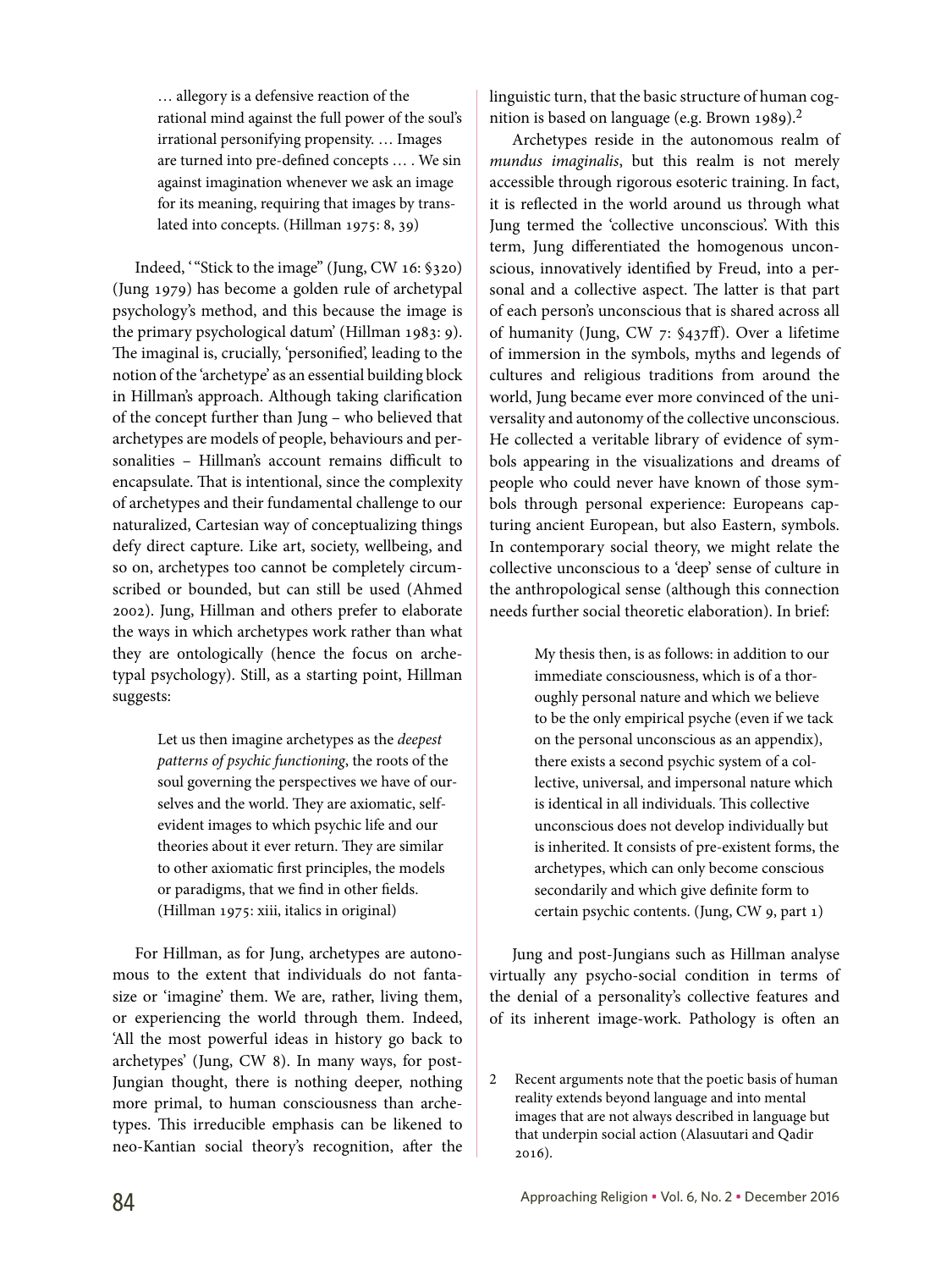> … allegory is a defensive reaction of the rational mind against the full power of the soul's irrational personifying propensity. … Images are turned into pre-defined concepts … . We sin against imagination whenever we ask an image for its meaning, requiring that images by translated into concepts. (Hillman 1975: 8, 39)

Indeed, '"Stick to the image" (Jung, CW 16: §320) (Jung 1979) has become a golden rule of archetypal psychology's method, and this because the image is the primary psychological datum' (Hillman 1983: 9). The imaginal is, crucially, 'personified', leading to the notion of the 'archetype' as an essential building block in Hillman's approach. Although taking clarification of the concept further than Jung – who believed that archetypes are models of people, behaviours and personalities – Hillman's account remains difficult to encapsulate. That is intentional, since the complexity of archetypes and their fundamental challenge to our naturalized, Cartesian way of conceptualizing things defy direct capture. Like art, society, wellbeing, and so on, archetypes too cannot be completely circumscribed or bounded, but can still be used (Ahmed 2002). Jung, Hillman and others prefer to elaborate the ways in which archetypes work rather than what they are ontologically (hence the focus on archetypal psychology). Still, as a starting point, Hillman suggests:

> Let us then imagine archetypes as the *deepest patterns of psychic functioning*, the roots of the soul governing the perspectives we have of ourselves and the world. They are axiomatic, self-evident images to which psychic life and our theories about it ever return. They are similar to other axiomatic first principles, the models or paradigms, that we find in other fields. (Hillman 1975: xiii, italics in original)

For Hillman, as for Jung, archetypes are autonomous to the extent that individuals do not fantasize or 'imagine' them. We are, rather, living them, or experiencing the world through them. Indeed, 'All the most powerful ideas in history go back to archetypes' (Jung, CW 8). In many ways, for post-Jungian thought, there is nothing deeper, nothing more primal, to human consciousness than archetypes. This irreducible emphasis can be likened to neo-Kantian social theory's recognition, after the linguistic turn, that the basic structure of human cognition is based on language (e.g. Brown 1989).[2]

Archetypes reside in the autonomous realm of *mundus imaginalis*, but this realm is not merely accessible through rigorous esoteric training. In fact, it is reflected in the world around us through what Jung termed the 'collective unconscious'. With this term, Jung differentiated the homogenous unconscious, innovatively identified by Freud, into a personal and a collective aspect. The latter is that part of each person's unconscious that is shared across all of humanity (Jung, CW 7: §437ff). Over a lifetime of immersion in the symbols, myths and legends of cultures and religious traditions from around the world, Jung became ever more convinced of the universality and autonomy of the collective unconscious. He collected a veritable library of evidence of symbols appearing in the visualizations and dreams of people who could never have known of those symbols through personal experience: Europeans capturing ancient European, but also Eastern, symbols. In contemporary social theory, we might relate the collective unconscious to a 'deep' sense of culture in the anthropological sense (although this connection needs further social theoretic elaboration). In brief:

> My thesis then, is as follows: in addition to our immediate consciousness, which is of a thoroughly personal nature and which we believe to be the only empirical psyche (even if we tack on the personal unconscious as an appendix), there exists a second psychic system of a collective, universal, and impersonal nature which is identical in all individuals. This collective unconscious does not develop individually but is inherited. It consists of pre-existent forms, the archetypes, which can only become conscious secondarily and which give definite form to certain psychic contents. (Jung, CW 9, part 1)

Jung and post-Jungians such as Hillman analyse virtually any psycho-social condition in terms of the denial of a personality's collective features and of its inherent image-work. Pathology is often an

[2] Recent arguments note that the poetic basis of human reality extends beyond language and into mental images that are not always described in language but that underpin social action (Alasuutari and Qadir 2016).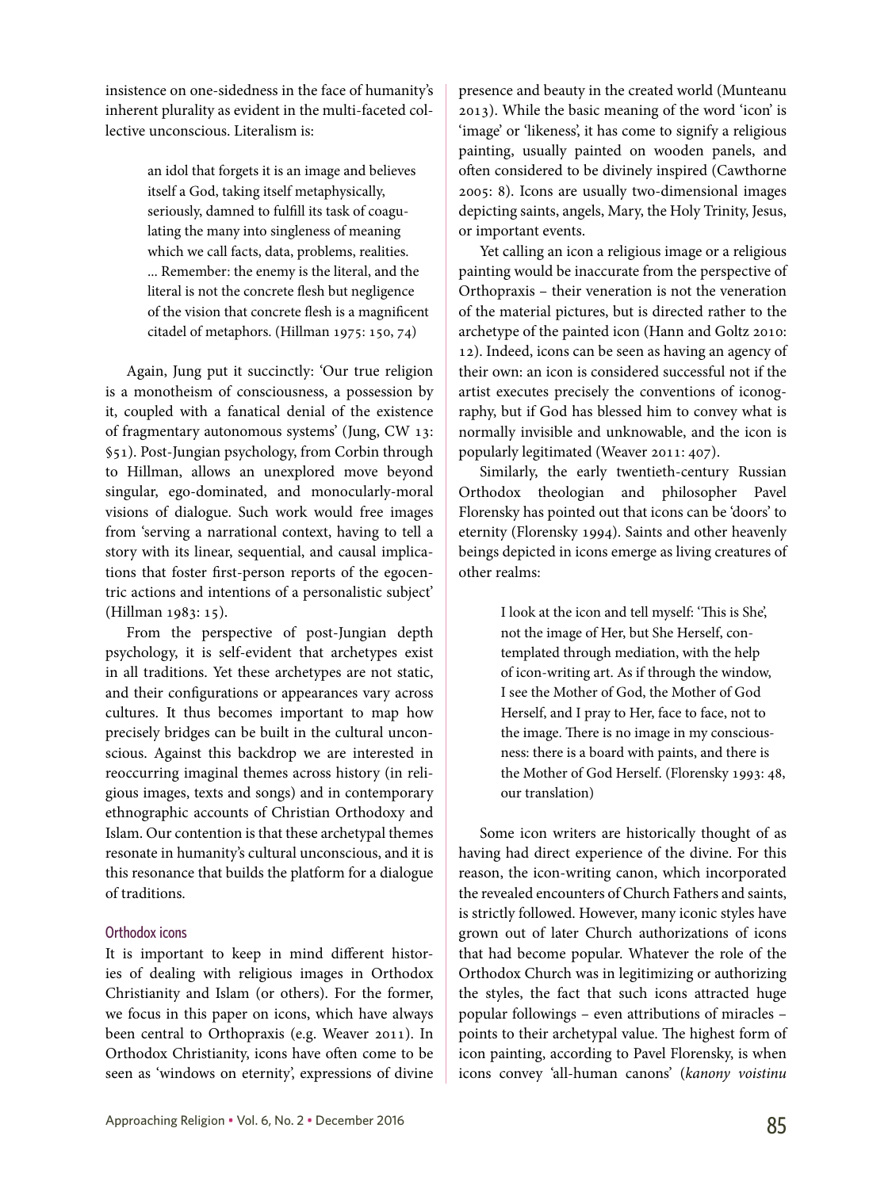insistence on one-sidedness in the face of humanity's inherent plurality as evident in the multi-faceted collective unconscious. Literalism is:

> an idol that forgets it is an image and believes itself a God, taking itself metaphysically, seriously, damned to fulfill its task of coagulating the many into singleness of meaning which we call facts, data, problems, realities. ... Remember: the enemy is the literal, and the literal is not the concrete flesh but negligence of the vision that concrete flesh is a magnificent citadel of metaphors. (Hillman 1975: 150, 74)

Again, Jung put it succinctly: 'Our true religion is a monotheism of consciousness, a possession by it, coupled with a fanatical denial of the existence of fragmentary autonomous systems' (Jung, CW 13: §51). Post-Jungian psychology, from Corbin through to Hillman, allows an unexplored move beyond singular, ego-dominated, and monocularly-moral visions of dialogue. Such work would free images from 'serving a narrational context, having to tell a story with its linear, sequential, and causal implications that foster first-person reports of the egocentric actions and intentions of a personalistic subject' (Hillman 1983: 15).

From the perspective of post-Jungian depth psychology, it is self-evident that archetypes exist in all traditions. Yet these archetypes are not static, and their configurations or appearances vary across cultures. It thus becomes important to map how precisely bridges can be built in the cultural unconscious. Against this backdrop we are interested in reoccurring imaginal themes across history (in religious images, texts and songs) and in contemporary ethnographic accounts of Christian Orthodoxy and Islam. Our contention is that these archetypal themes resonate in humanity's cultural unconscious, and it is this resonance that builds the platform for a dialogue of traditions.

### Orthodox icons

It is important to keep in mind different histories of dealing with religious images in Orthodox Christianity and Islam (or others). For the former, we focus in this paper on icons, which have always been central to Orthopraxis (e.g. Weaver 2011). In Orthodox Christianity, icons have often come to be seen as 'windows on eternity', expressions of divine presence and beauty in the created world (Munteanu 2013). While the basic meaning of the word 'icon' is 'image' or 'likeness', it has come to signify a religious painting, usually painted on wooden panels, and often considered to be divinely inspired (Cawthorne 2005: 8). Icons are usually two-dimensional images depicting saints, angels, Mary, the Holy Trinity, Jesus, or important events.

Yet calling an icon a religious image or a religious painting would be inaccurate from the perspective of Orthopraxis – their veneration is not the veneration of the material pictures, but is directed rather to the archetype of the painted icon (Hann and Goltz 2010: 12). Indeed, icons can be seen as having an agency of their own: an icon is considered successful not if the artist executes precisely the conventions of iconography, but if God has blessed him to convey what is normally invisible and unknowable, and the icon is popularly legitimated (Weaver 2011: 407).

Similarly, the early twentieth-century Russian Orthodox theologian and philosopher Pavel Florensky has pointed out that icons can be 'doors' to eternity (Florensky 1994). Saints and other heavenly beings depicted in icons emerge as living creatures of other realms:

> I look at the icon and tell myself: 'This is She', not the image of Her, but She Herself, contemplated through mediation, with the help of icon-writing art. As if through the window, I see the Mother of God, the Mother of God Herself, and I pray to Her, face to face, not to the image. There is no image in my consciousness: there is a board with paints, and there is the Mother of God Herself. (Florensky 1993: 48, our translation)

Some icon writers are historically thought of as having had direct experience of the divine. For this reason, the icon-writing canon, which incorporated the revealed encounters of Church Fathers and saints, is strictly followed. However, many iconic styles have grown out of later Church authorizations of icons that had become popular. Whatever the role of the Orthodox Church was in legitimizing or authorizing the styles, the fact that such icons attracted huge popular followings – even attributions of miracles – points to their archetypal value. The highest form of icon painting, according to Pavel Florensky, is when icons convey 'all-human canons' (*kanony voistinu*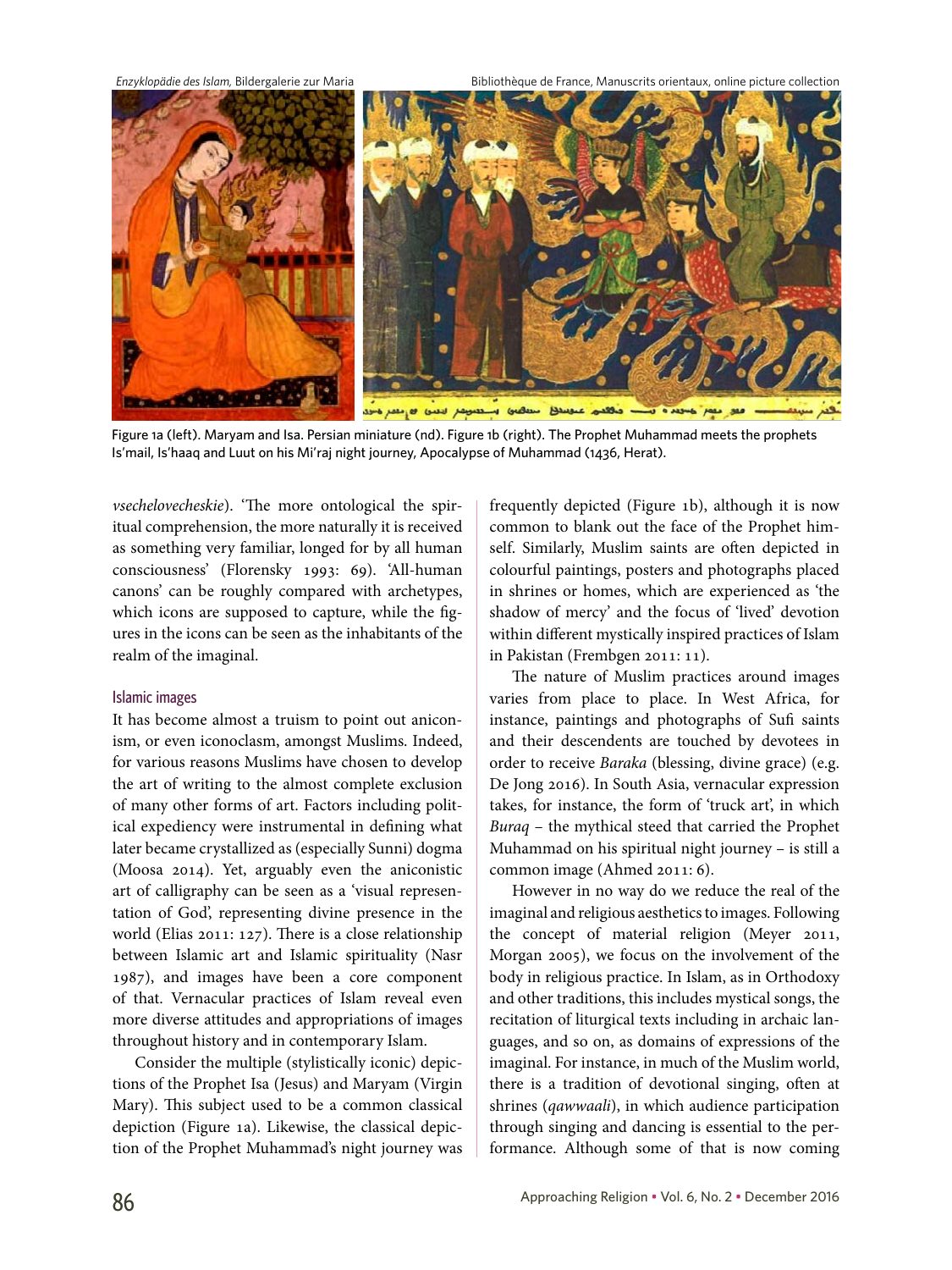Enzyklopädie des Islam, Bildergalerie zur Maria

Bibliothèque de France, Manuscrits orientaux, online picture collection

Figure 1a (left). Maryam and Isa. Persian miniature (nd). Figure 1b (right). The Prophet Muhammad meets the prophets Is'mail, Is'haaq and Luut on his Mi'raj night journey, Apocalypse of Muhammad (1436, Herat).

*vsechelovecheskie*). 'The more ontological the spiritual comprehension, the more naturally it is received as something very familiar, longed for by all human consciousness' (Florensky 1993: 69). 'All-human canons' can be roughly compared with archetypes, which icons are supposed to capture, while the figures in the icons can be seen as the inhabitants of the realm of the imaginal.

## Islamic images

It has become almost a truism to point out aniconism, or even iconoclasm, amongst Muslims. Indeed, for various reasons Muslims have chosen to develop the art of writing to the almost complete exclusion of many other forms of art. Factors including political expediency were instrumental in defining what later became crystallized as (especially Sunni) dogma (Moosa 2014). Yet, arguably even the aniconistic art of calligraphy can be seen as a 'visual representation of God', representing divine presence in the world (Elias 2011: 127). There is a close relationship between Islamic art and Islamic spirituality (Nasr 1987), and images have been a core component of that. Vernacular practices of Islam reveal even more diverse attitudes and appropriations of images throughout history and in contemporary Islam.

Consider the multiple (stylistically iconic) depictions of the Prophet Isa (Jesus) and Maryam (Virgin Mary). This subject used to be a common classical depiction (Figure 1a). Likewise, the classical depiction of the Prophet Muhammad's night journey was frequently depicted (Figure 1b), although it is now common to blank out the face of the Prophet himself. Similarly, Muslim saints are often depicted in colourful paintings, posters and photographs placed in shrines or homes, which are experienced as 'the shadow of mercy' and the focus of 'lived' devotion within different mystically inspired practices of Islam in Pakistan (Frembgen 2011: 11).

The nature of Muslim practices around images varies from place to place. In West Africa, for instance, paintings and photographs of Sufi saints and their descendents are touched by devotees in order to receive *Baraka* (blessing, divine grace) (e.g. De Jong 2016). In South Asia, vernacular expression takes, for instance, the form of 'truck art', in which *Buraq* – the mythical steed that carried the Prophet Muhammad on his spiritual night journey – is still a common image (Ahmed 2011: 6).

However in no way do we reduce the real of the imaginal and religious aesthetics to images. Following the concept of material religion (Meyer 2011, Morgan 2005), we focus on the involvement of the body in religious practice. In Islam, as in Orthodoxy and other traditions, this includes mystical songs, the recitation of liturgical texts including in archaic languages, and so on, as domains of expressions of the imaginal. For instance, in much of the Muslim world, there is a tradition of devotional singing, often at shrines (*qawwaali*), in which audience participation through singing and dancing is essential to the performance. Although some of that is now coming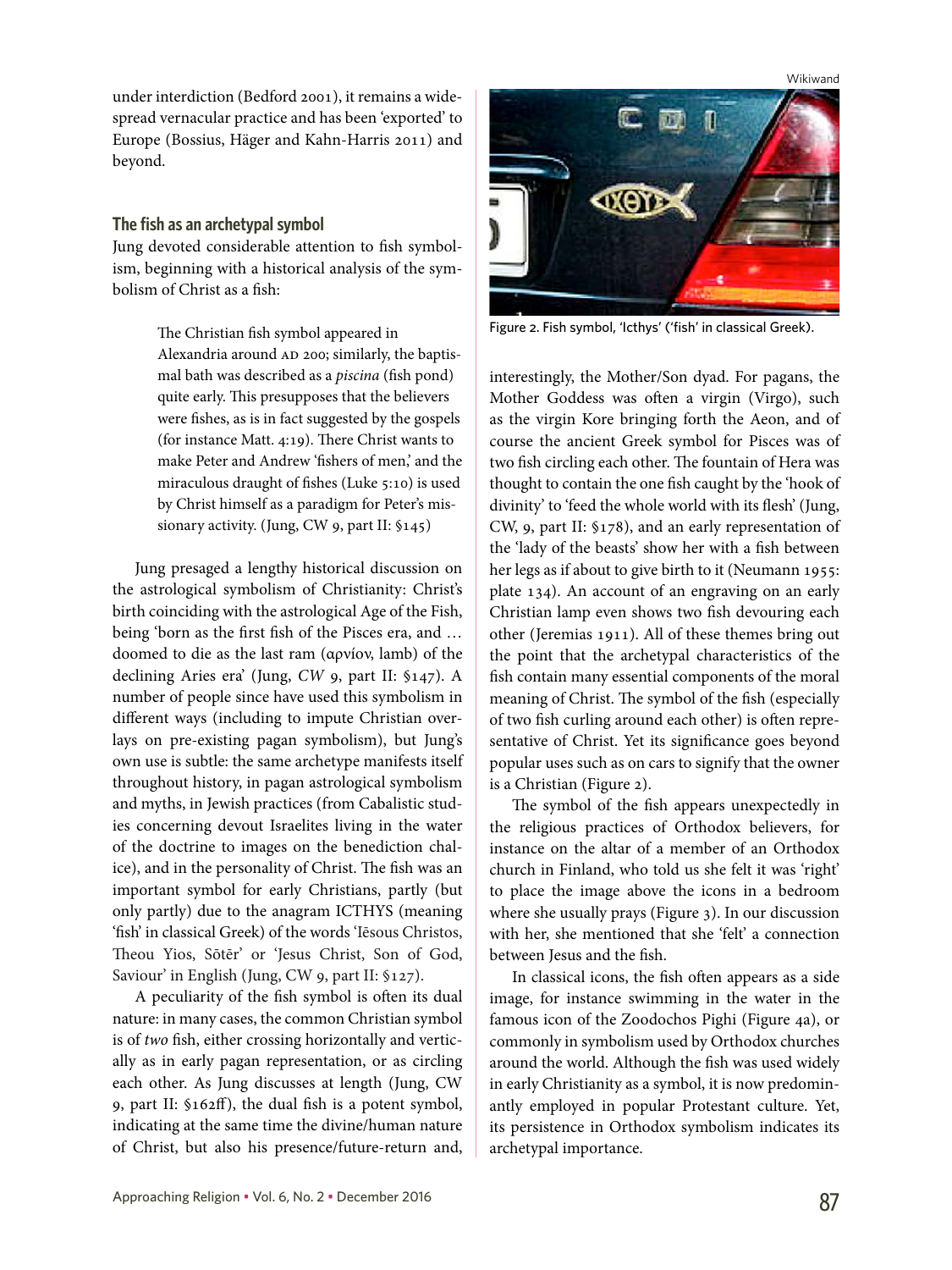under interdiction (Bedford 2001), it remains a widespread vernacular practice and has been 'exported' to Europe (Bossius, Häger and Kahn-Harris 2011) and beyond.

## The fish as an archetypal symbol

Jung devoted considerable attention to fish symbolism, beginning with a historical analysis of the symbolism of Christ as a fish:

> The Christian fish symbol appeared in Alexandria around AD 200; similarly, the baptismal bath was described as a *piscina* (fish pond) quite early. This presupposes that the believers were fishes, as is in fact suggested by the gospels (for instance Matt. 4:19). There Christ wants to make Peter and Andrew 'fishers of men,' and the miraculous draught of fishes (Luke 5:10) is used by Christ himself as a paradigm for Peter's missionary activity. (Jung, CW 9, part II: §145)

Jung presaged a lengthy historical discussion on the astrological symbolism of Christianity: Christ's birth coinciding with the astrological Age of the Fish, being 'born as the first fish of the Pisces era, and … doomed to die as the last ram (αρνίον, lamb) of the declining Aries era' (Jung, *CW* 9, part II: §147). A number of people since have used this symbolism in different ways (including to impute Christian overlays on pre-existing pagan symbolism), but Jung's own use is subtle: the same archetype manifests itself throughout history, in pagan astrological symbolism and myths, in Jewish practices (from Cabalistic studies concerning devout Israelites living in the water of the doctrine to images on the benediction chalice), and in the personality of Christ. The fish was an important symbol for early Christians, partly (but only partly) due to the anagram ICTHYS (meaning 'fish' in classical Greek) of the words 'Iēsous Christos, Theou Yios, Sōtēr' or 'Jesus Christ, Son of God, Saviour' in English (Jung, CW 9, part II: §127).

A peculiarity of the fish symbol is often its dual nature: in many cases, the common Christian symbol is of *two* fish, either crossing horizontally and vertically as in early pagan representation, or as circling each other. As Jung discusses at length (Jung, CW 9, part II: §162ff), the dual fish is a potent symbol, indicating at the same time the divine/human nature of Christ, but also his presence/future-return and, interestingly, the Mother/Son dyad. For pagans, the Mother Goddess was often a virgin (Virgo), such as the virgin Kore bringing forth the Aeon, and of course the ancient Greek symbol for Pisces was of two fish circling each other. The fountain of Hera was thought to contain the one fish caught by the 'hook of divinity' to 'feed the whole world with its flesh' (Jung, CW, 9, part II: §178), and an early representation of the 'lady of the beasts' show her with a fish between her legs as if about to give birth to it (Neumann 1955: plate 134). An account of an engraving on an early Christian lamp even shows two fish devouring each other (Jeremias 1911). All of these themes bring out the point that the archetypal characteristics of the fish contain many essential components of the moral meaning of Christ. The symbol of the fish (especially of two fish curling around each other) is often representative of Christ. Yet its significance goes beyond popular uses such as on cars to signify that the owner is a Christian (Figure 2).

Wikiwand

Figure 2. Fish symbol, 'Icthys' ('fish' in classical Greek).

The symbol of the fish appears unexpectedly in the religious practices of Orthodox believers, for instance on the altar of a member of an Orthodox church in Finland, who told us she felt it was 'right' to place the image above the icons in a bedroom where she usually prays (Figure 3). In our discussion with her, she mentioned that she 'felt' a connection between Jesus and the fish.

In classical icons, the fish often appears as a side image, for instance swimming in the water in the famous icon of the Zoodochos Pighi (Figure 4a), or commonly in symbolism used by Orthodox churches around the world. Although the fish was used widely in early Christianity as a symbol, it is now predominantly employed in popular Protestant culture. Yet, its persistence in Orthodox symbolism indicates its archetypal importance.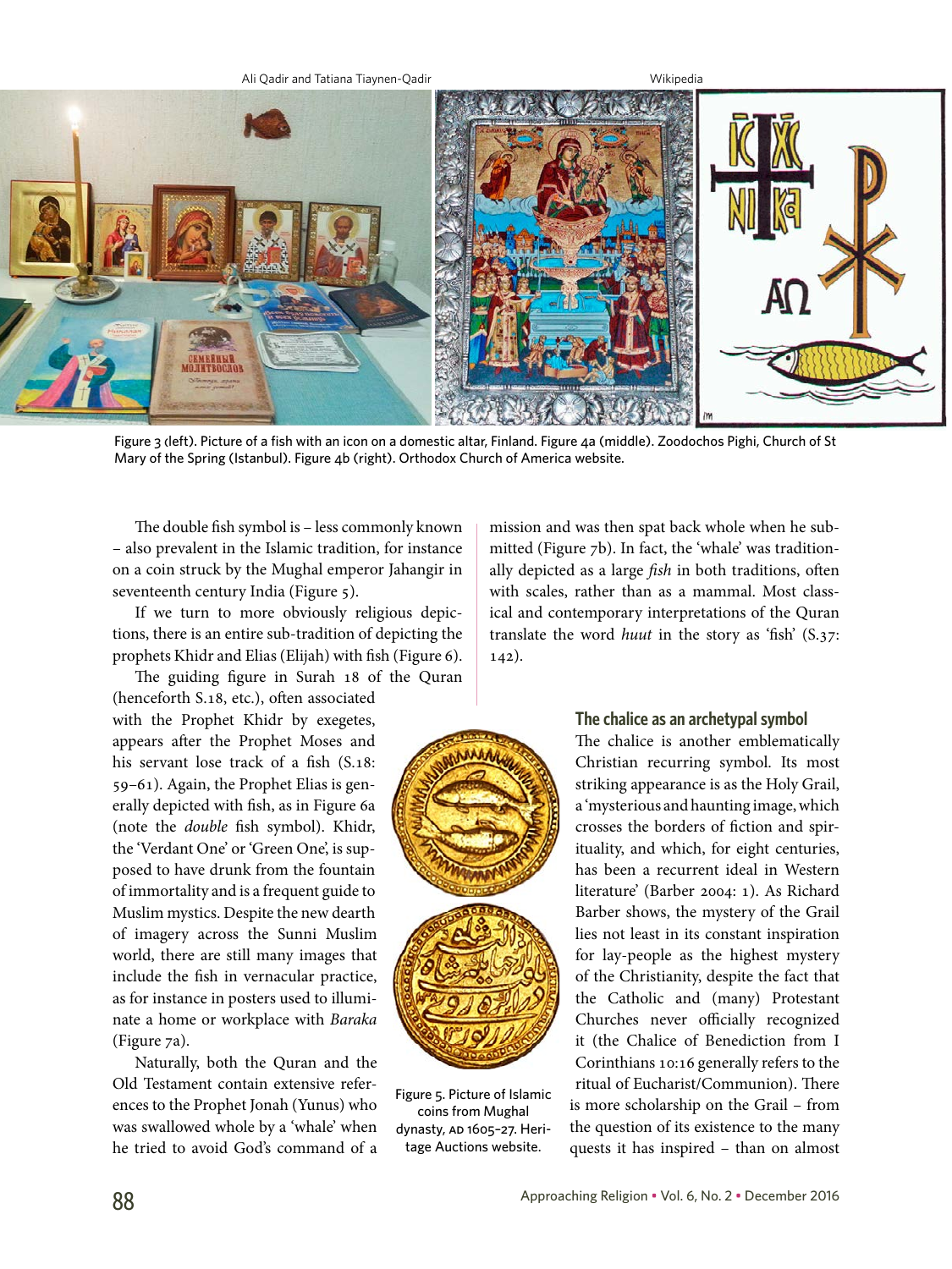Ali Qadir and Tatiana Tiaynen-Qadir

Wikipedia

Figure 3 (left). Picture of a fish with an icon on a domestic altar, Finland. Figure 4a (middle). Zoodochos Pighi, Church of St Mary of the Spring (Istanbul). Figure 4b (right). Orthodox Church of America website.

The double fish symbol is – less commonly known – also prevalent in the Islamic tradition, for instance on a coin struck by the Mughal emperor Jahangir in seventeenth century India (Figure 5).

If we turn to more obviously religious depictions, there is an entire sub-tradition of depicting the prophets Khidr and Elias (Elijah) with fish (Figure 6).

The guiding figure in Surah 18 of the Quran (henceforth S.18, etc.), often associated with the Prophet Khidr by exegetes, appears after the Prophet Moses and his servant lose track of a fish (S.18: 59–61). Again, the Prophet Elias is generally depicted with fish, as in Figure 6a (note the *double* fish symbol). Khidr, the 'Verdant One' or 'Green One', is supposed to have drunk from the fountain of immortality and is a frequent guide to Muslim mystics. Despite the new dearth of imagery across the Sunni Muslim world, there are still many images that include the fish in vernacular practice, as for instance in posters used to illuminate a home or workplace with *Baraka* (Figure 7a).

Naturally, both the Quran and the Old Testament contain extensive references to the Prophet Jonah (Yunus) who was swallowed whole by a 'whale' when he tried to avoid God's command of a mission and was then spat back whole when he submitted (Figure 7b). In fact, the 'whale' was traditionally depicted as a large *fish* in both traditions, often with scales, rather than as a mammal. Most classical and contemporary interpretations of the Quran translate the word *huut* in the story as 'fish' (S.37: 142).

Figure 5. Picture of Islamic coins from Mughal dynasty, AD 1605–27. Heritage Auctions website.

### The chalice as an archetypal symbol

The chalice is another emblematically Christian recurring symbol. Its most striking appearance is as the Holy Grail, a 'mysterious and haunting image, which crosses the borders of fiction and spirituality, and which, for eight centuries, has been a recurrent ideal in Western literature' (Barber 2004: 1). As Richard Barber shows, the mystery of the Grail lies not least in its constant inspiration for lay-people as the highest mystery of the Christianity, despite the fact that the Catholic and (many) Protestant Churches never officially recognized it (the Chalice of Benediction from I Corinthians 10:16 generally refers to the ritual of Eucharist/Communion). There is more scholarship on the Grail – from the question of its existence to the many quests it has inspired – than on almost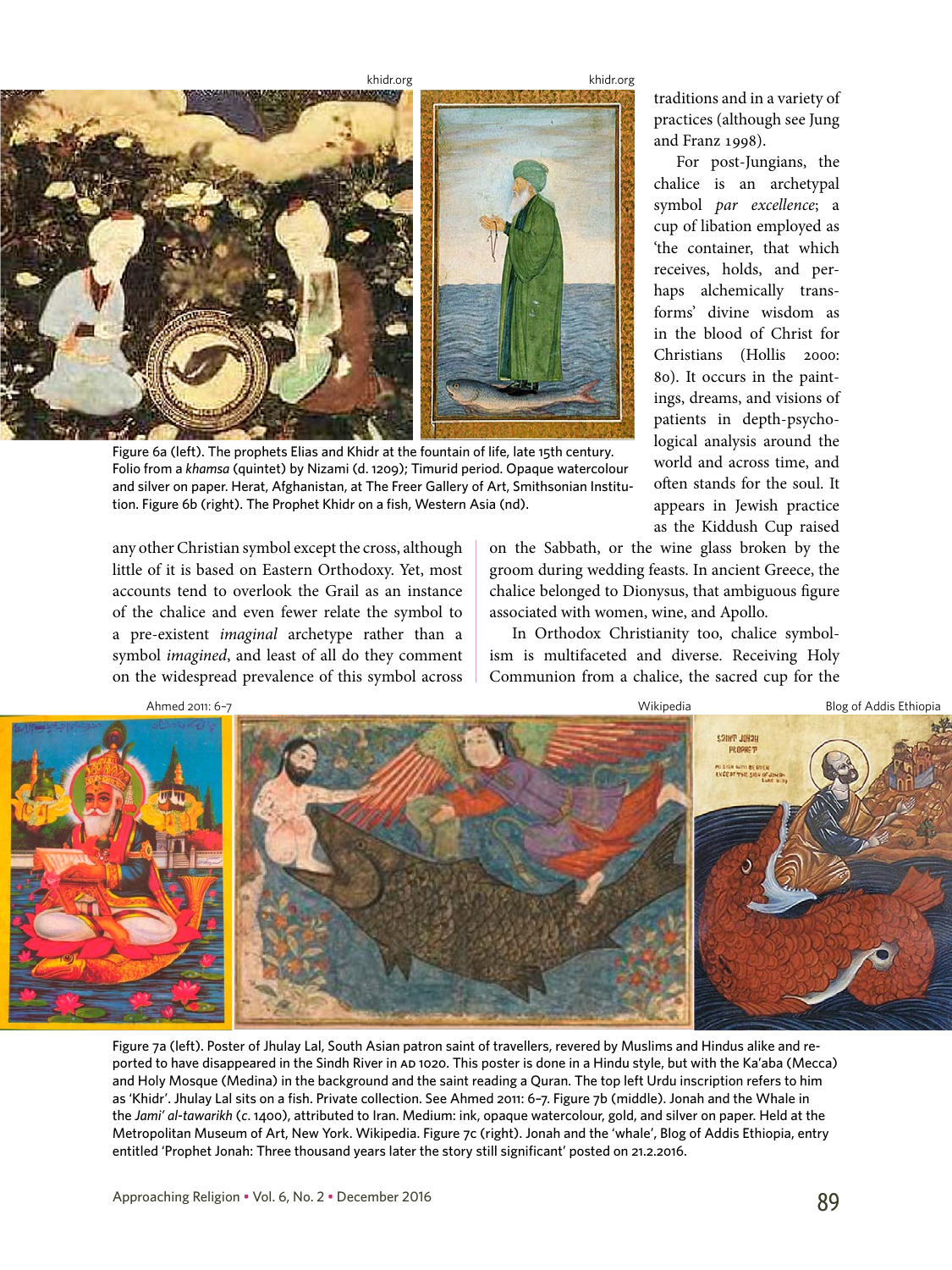traditions and in a variety of practices (although see Jung and Franz 1998).

For post-Jungians, the chalice is an archetypal symbol *par excellence*; a cup of libation employed as 'the container, that which receives, holds, and perhaps alchemically transforms' divine wisdom as in the blood of Christ for Christians (Hollis 2000: 80). It occurs in the paintings, dreams, and visions of patients in depth-psychological analysis around the world and across time, and often stands for the soul. It appears in Jewish practice as the Kiddush Cup raised on the Sabbath, or the wine glass broken by the groom during wedding feasts. In ancient Greece, the chalice belonged to Dionysus, that ambiguous figure associated with women, wine, and Apollo.

Figure 6a (left). The prophets Elias and Khidr at the fountain of life, late 15th century. Folio from a *khamsa* (quintet) by Nizami (d. 1209); Timurid period. Opaque watercolour and silver on paper. Herat, Afghanistan, at The Freer Gallery of Art, Smithsonian Institution. Figure 6b (right). The Prophet Khidr on a fish, Western Asia (nd).

any other Christian symbol except the cross, although little of it is based on Eastern Orthodoxy. Yet, most accounts tend to overlook the Grail as an instance of the chalice and even fewer relate the symbol to a pre-existent *imaginal* archetype rather than a symbol *imagined*, and least of all do they comment on the widespread prevalence of this symbol across

In Orthodox Christianity too, chalice symbolism is multifaceted and diverse. Receiving Holy Communion from a chalice, the sacred cup for the

Figure 7a (left). Poster of Jhulay Lal, South Asian patron saint of travellers, revered by Muslims and Hindus alike and reported to have disappeared in the Sindh River in AD 1020. This poster is done in a Hindu style, but with the Ka'aba (Mecca) and Holy Mosque (Medina) in the background and the saint reading a Quran. The top left Urdu inscription refers to him as 'Khidr'. Jhulay Lal sits on a fish. Private collection. See Ahmed 2011: 6–7. Figure 7b (middle). Jonah and the Whale in the *Jami' al-tawarikh* (*c.* 1400), attributed to Iran. Medium: ink, opaque watercolour, gold, and silver on paper. Held at the Metropolitan Museum of Art, New York. Wikipedia. Figure 7c (right). Jonah and the 'whale', Blog of Addis Ethiopia, entry entitled 'Prophet Jonah: Three thousand years later the story still significant' posted on 21.2.2016.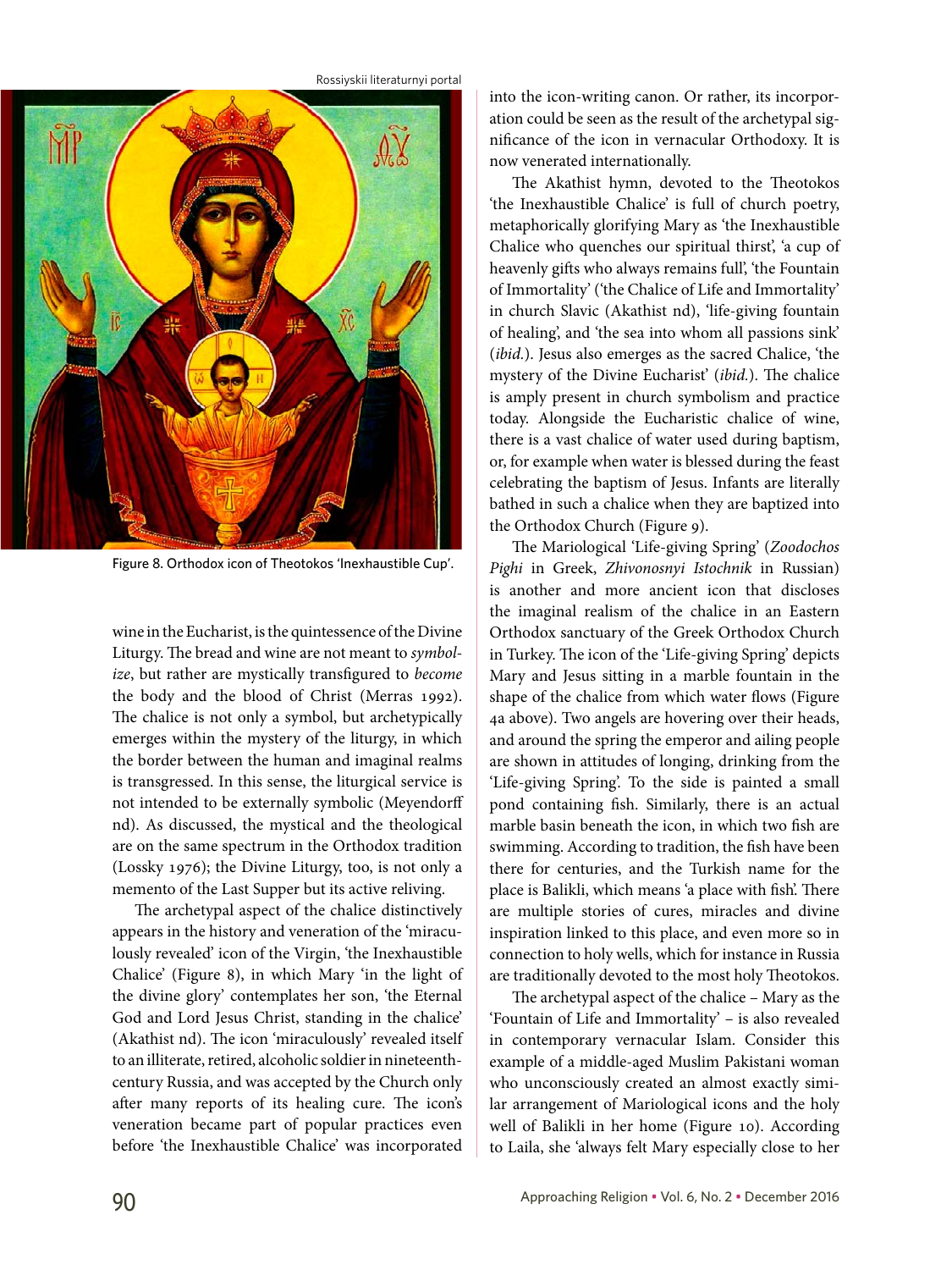Figure 8. Orthodox icon of Theotokos 'Inexhaustible Cup'.

wine in the Eucharist, is the quintessence of the Divine Liturgy. The bread and wine are not meant to *symbolize*, but rather are mystically transfigured to *become* the body and the blood of Christ (Merras 1992). The chalice is not only a symbol, but archetypically emerges within the mystery of the liturgy, in which the border between the human and imaginal realms is transgressed. In this sense, the liturgical service is not intended to be externally symbolic (Meyendorff nd). As discussed, the mystical and the theological are on the same spectrum in the Orthodox tradition (Lossky 1976); the Divine Liturgy, too, is not only a memento of the Last Supper but its active reliving.

The archetypal aspect of the chalice distinctively appears in the history and veneration of the 'miraculously revealed' icon of the Virgin, 'the Inexhaustible Chalice' (Figure 8), in which Mary 'in the light of the divine glory' contemplates her son, 'the Eternal God and Lord Jesus Christ, standing in the chalice' (Akathist nd). The icon 'miraculously' revealed itself to an illiterate, retired, alcoholic soldier in nineteenth-century Russia, and was accepted by the Church only after many reports of its healing cure. The icon's veneration became part of popular practices even before 'the Inexhaustible Chalice' was incorporated into the icon-writing canon. Or rather, its incorporation could be seen as the result of the archetypal significance of the icon in vernacular Orthodoxy. It is now venerated internationally.

The Akathist hymn, devoted to the Theotokos 'the Inexhaustible Chalice' is full of church poetry, metaphorically glorifying Mary as 'the Inexhaustible Chalice who quenches our spiritual thirst', 'a cup of heavenly gifts who always remains full', 'the Fountain of Immortality' ('the Chalice of Life and Immortality' in church Slavic (Akathist nd), 'life-giving fountain of healing', and 'the sea into whom all passions sink' (*ibid.*). Jesus also emerges as the sacred Chalice, 'the mystery of the Divine Eucharist' (*ibid.*). The chalice is amply present in church symbolism and practice today. Alongside the Eucharistic chalice of wine, there is a vast chalice of water used during baptism, or, for example when water is blessed during the feast celebrating the baptism of Jesus. Infants are literally bathed in such a chalice when they are baptized into the Orthodox Church (Figure 9).

The Mariological 'Life-giving Spring' (*Zoodochos Pighi* in Greek, *Zhivonosnyi Istochnik* in Russian) is another and more ancient icon that discloses the imaginal realism of the chalice in an Eastern Orthodox sanctuary of the Greek Orthodox Church in Turkey. The icon of the 'Life-giving Spring' depicts Mary and Jesus sitting in a marble fountain in the shape of the chalice from which water flows (Figure 4a above). Two angels are hovering over their heads, and around the spring the emperor and ailing people are shown in attitudes of longing, drinking from the 'Life-giving Spring'. To the side is painted a small pond containing fish. Similarly, there is an actual marble basin beneath the icon, in which two fish are swimming. According to tradition, the fish have been there for centuries, and the Turkish name for the place is Balikli, which means 'a place with fish'. There are multiple stories of cures, miracles and divine inspiration linked to this place, and even more so in connection to holy wells, which for instance in Russia are traditionally devoted to the most holy Theotokos.

The archetypal aspect of the chalice – Mary as the 'Fountain of Life and Immortality' – is also revealed in contemporary vernacular Islam. Consider this example of a middle-aged Muslim Pakistani woman who unconsciously created an almost exactly similar arrangement of Mariological icons and the holy well of Balikli in her home (Figure 10). According to Laila, she 'always felt Mary especially close to her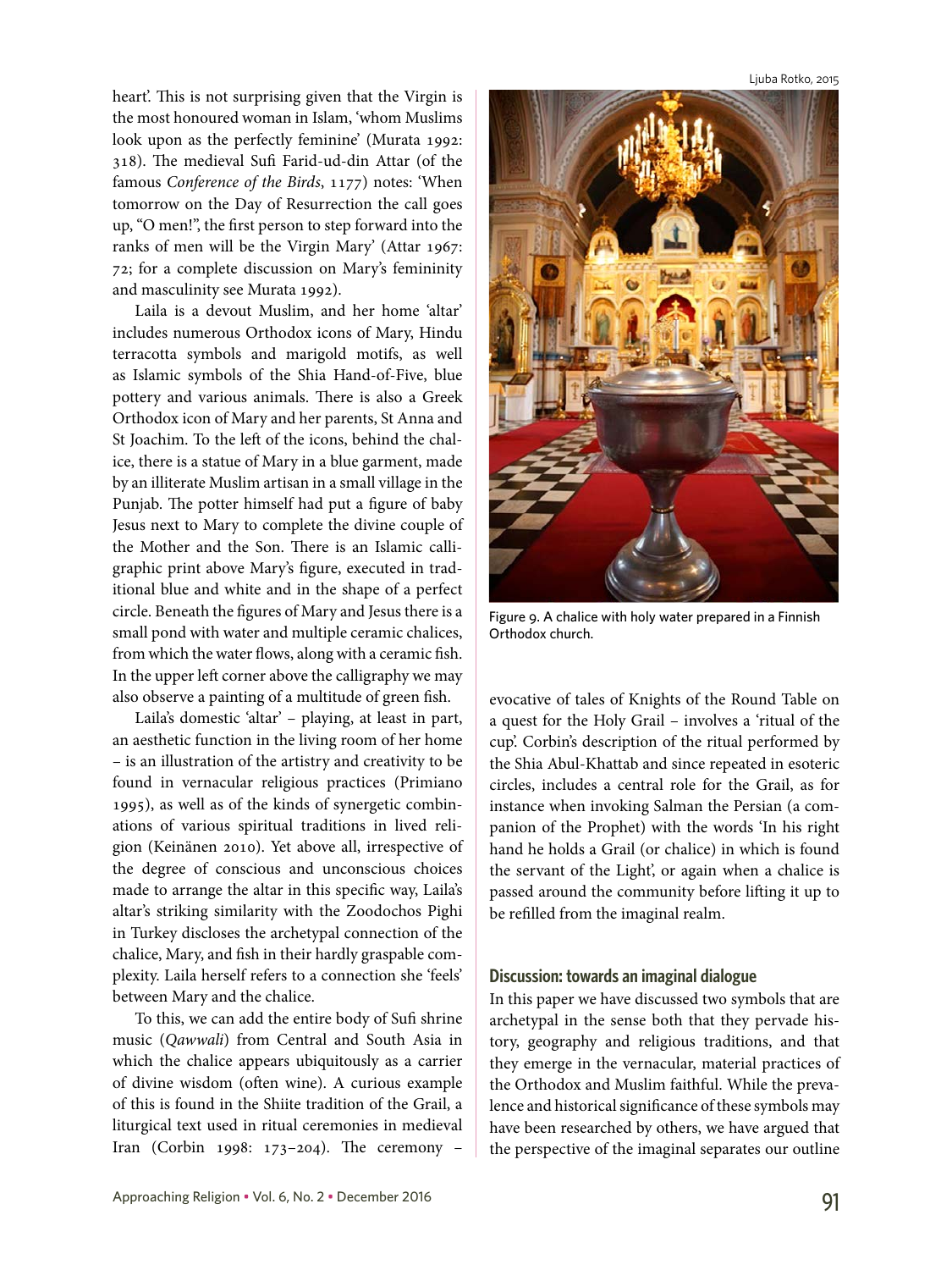heart'. This is not surprising given that the Virgin is the most honoured woman in Islam, 'whom Muslims look upon as the perfectly feminine' (Murata 1992: 318). The medieval Sufi Farid-ud-din Attar (of the famous *Conference of the Birds*, 1177) notes: 'When tomorrow on the Day of Resurrection the call goes up, "O men!", the first person to step forward into the ranks of men will be the Virgin Mary' (Attar 1967: 72; for a complete discussion on Mary's femininity and masculinity see Murata 1992).

Laila is a devout Muslim, and her home 'altar' includes numerous Orthodox icons of Mary, Hindu terracotta symbols and marigold motifs, as well as Islamic symbols of the Shia Hand-of-Five, blue pottery and various animals. There is also a Greek Orthodox icon of Mary and her parents, St Anna and St Joachim. To the left of the icons, behind the chalice, there is a statue of Mary in a blue garment, made by an illiterate Muslim artisan in a small village in the Punjab. The potter himself had put a figure of baby Jesus next to Mary to complete the divine couple of the Mother and the Son. There is an Islamic calligraphic print above Mary's figure, executed in traditional blue and white and in the shape of a perfect circle. Beneath the figures of Mary and Jesus there is a small pond with water and multiple ceramic chalices, from which the water flows, along with a ceramic fish. In the upper left corner above the calligraphy we may also observe a painting of a multitude of green fish.

Laila's domestic 'altar' – playing, at least in part, an aesthetic function in the living room of her home – is an illustration of the artistry and creativity to be found in vernacular religious practices (Primiano 1995), as well as of the kinds of synergetic combinations of various spiritual traditions in lived religion (Keinänen 2010). Yet above all, irrespective of the degree of conscious and unconscious choices made to arrange the altar in this specific way, Laila's altar's striking similarity with the Zoodochos Pighi in Turkey discloses the archetypal connection of the chalice, Mary, and fish in their hardly graspable complexity. Laila herself refers to a connection she 'feels' between Mary and the chalice.

To this, we can add the entire body of Sufi shrine music (*Qawwali*) from Central and South Asia in which the chalice appears ubiquitously as a carrier of divine wisdom (often wine). A curious example of this is found in the Shiite tradition of the Grail, a liturgical text used in ritual ceremonies in medieval Iran (Corbin 1998: 173–204). The ceremony – evocative of tales of Knights of the Round Table on a quest for the Holy Grail – involves a 'ritual of the cup'. Corbin's description of the ritual performed by the Shia Abul-Khattab and since repeated in esoteric circles, includes a central role for the Grail, as for instance when invoking Salman the Persian (a companion of the Prophet) with the words 'In his right hand he holds a Grail (or chalice) in which is found the servant of the Light', or again when a chalice is passed around the community before lifting it up to be refilled from the imaginal realm.

Ljuba Rotko, 2015

Figure 9. A chalice with holy water prepared in a Finnish Orthodox church.

## Discussion: towards an imaginal dialogue

In this paper we have discussed two symbols that are archetypal in the sense both that they pervade history, geography and religious traditions, and that they emerge in the vernacular, material practices of the Orthodox and Muslim faithful. While the prevalence and historical significance of these symbols may have been researched by others, we have argued that the perspective of the imaginal separates our outline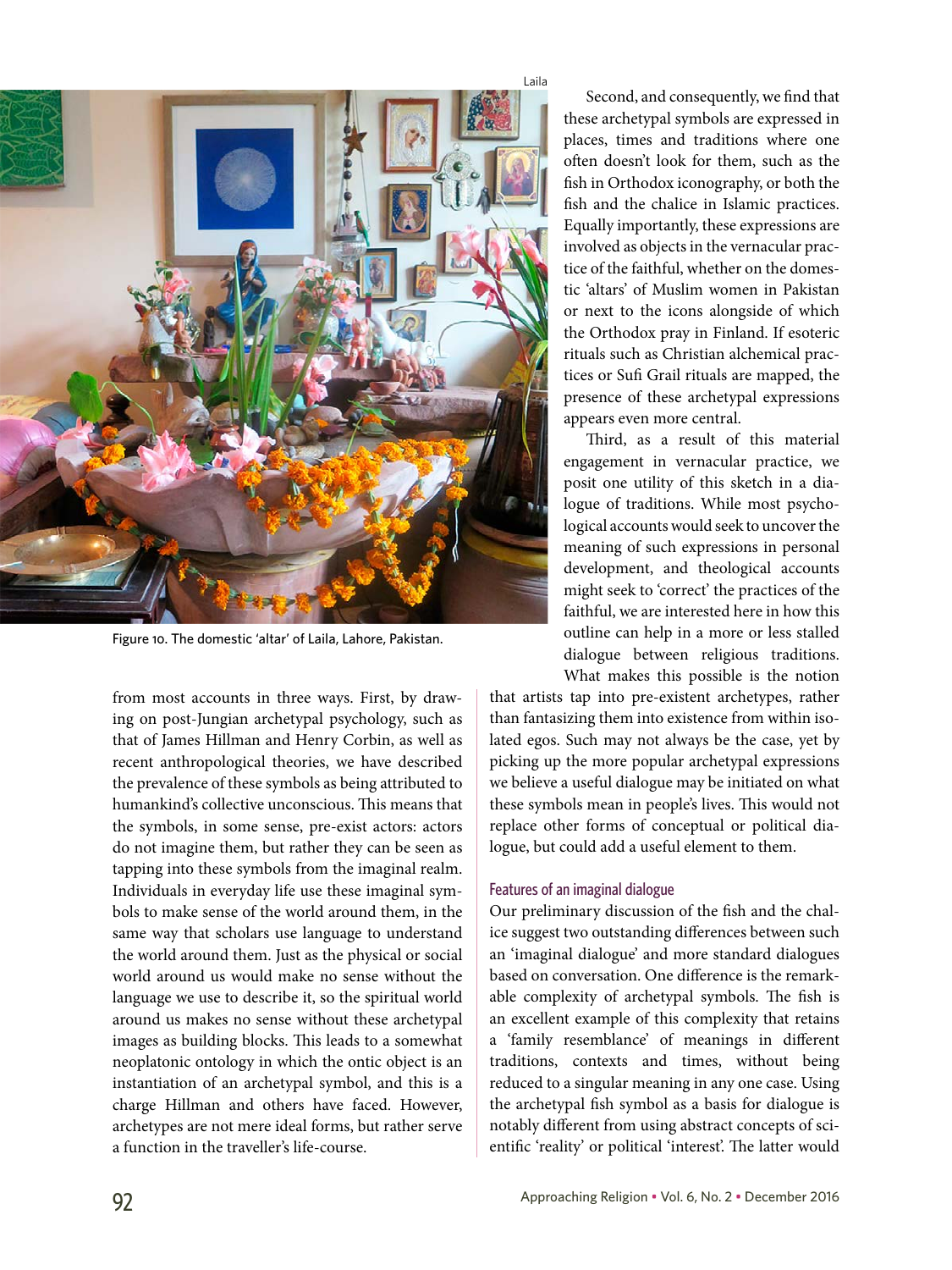Laila

Figure 10. The domestic 'altar' of Laila, Lahore, Pakistan.

from most accounts in three ways. First, by drawing on post-Jungian archetypal psychology, such as that of James Hillman and Henry Corbin, as well as recent anthropological theories, we have described the prevalence of these symbols as being attributed to humankind's collective unconscious. This means that the symbols, in some sense, pre-exist actors: actors do not imagine them, but rather they can be seen as tapping into these symbols from the imaginal realm. Individuals in everyday life use these imaginal symbols to make sense of the world around them, in the same way that scholars use language to understand the world around them. Just as the physical or social world around us would make no sense without the language we use to describe it, so the spiritual world around us makes no sense without these archetypal images as building blocks. This leads to a somewhat neoplatonic ontology in which the ontic object is an instantiation of an archetypal symbol, and this is a charge Hillman and others have faced. However, archetypes are not mere ideal forms, but rather serve a function in the traveller's life-course.

Second, and consequently, we find that these archetypal symbols are expressed in places, times and traditions where one often doesn't look for them, such as the fish in Orthodox iconography, or both the fish and the chalice in Islamic practices. Equally importantly, these expressions are involved as objects in the vernacular practice of the faithful, whether on the domestic 'altars' of Muslim women in Pakistan or next to the icons alongside of which the Orthodox pray in Finland. If esoteric rituals such as Christian alchemical practices or Sufi Grail rituals are mapped, the presence of these archetypal expressions appears even more central.

Third, as a result of this material engagement in vernacular practice, we posit one utility of this sketch in a dialogue of traditions. While most psychological accounts would seek to uncover the meaning of such expressions in personal development, and theological accounts might seek to 'correct' the practices of the faithful, we are interested here in how this outline can help in a more or less stalled dialogue between religious traditions. What makes this possible is the notion that artists tap into pre-existent archetypes, rather than fantasizing them into existence from within isolated egos. Such may not always be the case, yet by picking up the more popular archetypal expressions we believe a useful dialogue may be initiated on what these symbols mean in people's lives. This would not replace other forms of conceptual or political dialogue, but could add a useful element to them.

### Features of an imaginal dialogue

Our preliminary discussion of the fish and the chalice suggest two outstanding differences between such an 'imaginal dialogue' and more standard dialogues based on conversation. One difference is the remarkable complexity of archetypal symbols. The fish is an excellent example of this complexity that retains a 'family resemblance' of meanings in different traditions, contexts and times, without being reduced to a singular meaning in any one case. Using the archetypal fish symbol as a basis for dialogue is notably different from using abstract concepts of scientific 'reality' or political 'interest'. The latter would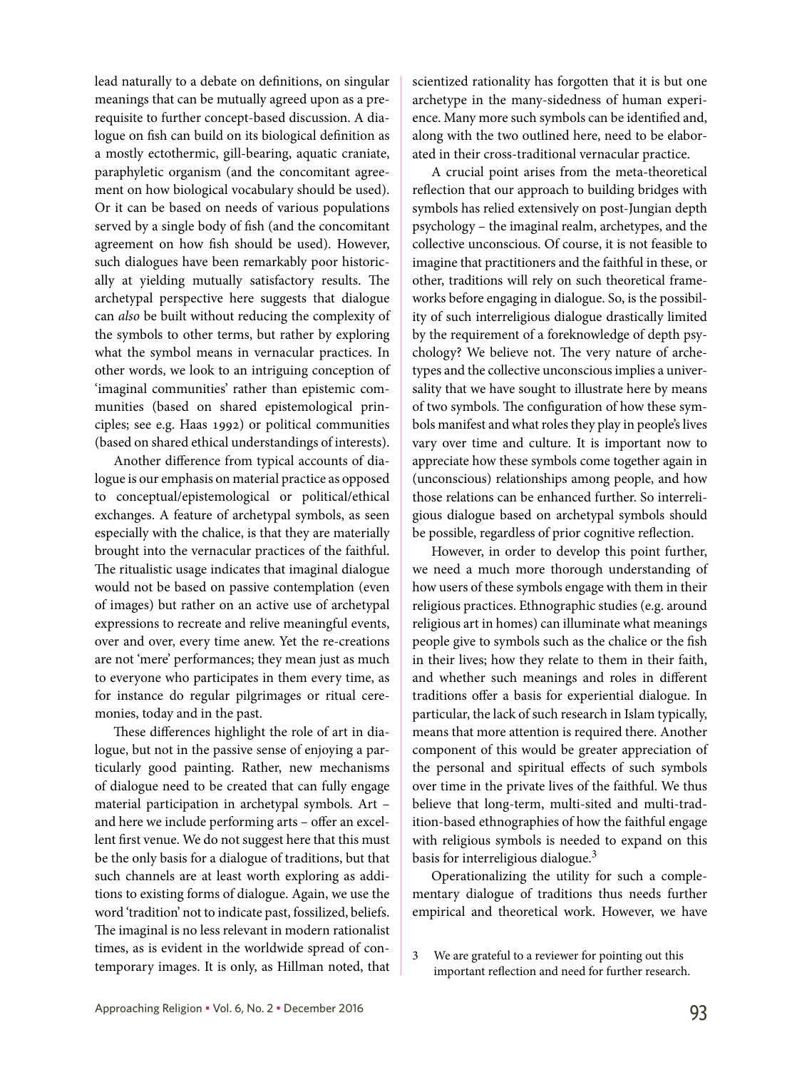lead naturally to a debate on definitions, on singular meanings that can be mutually agreed upon as a prerequisite to further concept-based discussion. A dialogue on fish can build on its biological definition as a mostly ectothermic, gill-bearing, aquatic craniate, paraphyletic organism (and the concomitant agreement on how biological vocabulary should be used). Or it can be based on needs of various populations served by a single body of fish (and the concomitant agreement on how fish should be used). However, such dialogues have been remarkably poor historically at yielding mutually satisfactory results. The archetypal perspective here suggests that dialogue can *also* be built without reducing the complexity of the symbols to other terms, but rather by exploring what the symbol means in vernacular practices. In other words, we look to an intriguing conception of 'imaginal communities' rather than epistemic communities (based on shared epistemological principles; see e.g. Haas 1992) or political communities (based on shared ethical understandings of interests).

Another difference from typical accounts of dialogue is our emphasis on material practice as opposed to conceptual/epistemological or political/ethical exchanges. A feature of archetypal symbols, as seen especially with the chalice, is that they are materially brought into the vernacular practices of the faithful. The ritualistic usage indicates that imaginal dialogue would not be based on passive contemplation (even of images) but rather on an active use of archetypal expressions to recreate and relive meaningful events, over and over, every time anew. Yet the re-creations are not 'mere' performances; they mean just as much to everyone who participates in them every time, as for instance do regular pilgrimages or ritual ceremonies, today and in the past.

These differences highlight the role of art in dialogue, but not in the passive sense of enjoying a particularly good painting. Rather, new mechanisms of dialogue need to be created that can fully engage material participation in archetypal symbols. Art – and here we include performing arts – offer an excellent first venue. We do not suggest here that this must be the only basis for a dialogue of traditions, but that such channels are at least worth exploring as additions to existing forms of dialogue. Again, we use the word 'tradition' not to indicate past, fossilized, beliefs. The imaginal is no less relevant in modern rationalist times, as is evident in the worldwide spread of contemporary images. It is only, as Hillman noted, that scientized rationality has forgotten that it is but one archetype in the many-sidedness of human experience. Many more such symbols can be identified and, along with the two outlined here, need to be elaborated in their cross-traditional vernacular practice.

A crucial point arises from the meta-theoretical reflection that our approach to building bridges with symbols has relied extensively on post-Jungian depth psychology – the imaginal realm, archetypes, and the collective unconscious. Of course, it is not feasible to imagine that practitioners and the faithful in these, or other, traditions will rely on such theoretical frameworks before engaging in dialogue. So, is the possibility of such interreligious dialogue drastically limited by the requirement of a foreknowledge of depth psychology? We believe not. The very nature of archetypes and the collective unconscious implies a universality that we have sought to illustrate here by means of two symbols. The configuration of how these symbols manifest and what roles they play in people's lives vary over time and culture. It is important now to appreciate how these symbols come together again in (unconscious) relationships among people, and how those relations can be enhanced further. So interreligious dialogue based on archetypal symbols should be possible, regardless of prior cognitive reflection.

However, in order to develop this point further, we need a much more thorough understanding of how users of these symbols engage with them in their religious practices. Ethnographic studies (e.g. around religious art in homes) can illuminate what meanings people give to symbols such as the chalice or the fish in their lives; how they relate to them in their faith, and whether such meanings and roles in different traditions offer a basis for experiential dialogue. In particular, the lack of such research in Islam typically, means that more attention is required there. Another component of this would be greater appreciation of the personal and spiritual effects of such symbols over time in the private lives of the faithful. We thus believe that long-term, multi-sited and multi-tradition-based ethnographies of how the faithful engage with religious symbols is needed to expand on this basis for interreligious dialogue.[3]

Operationalizing the utility for such a complementary dialogue of traditions thus needs further empirical and theoretical work. However, we have

3 We are grateful to a reviewer for pointing out this important reflection and need for further research.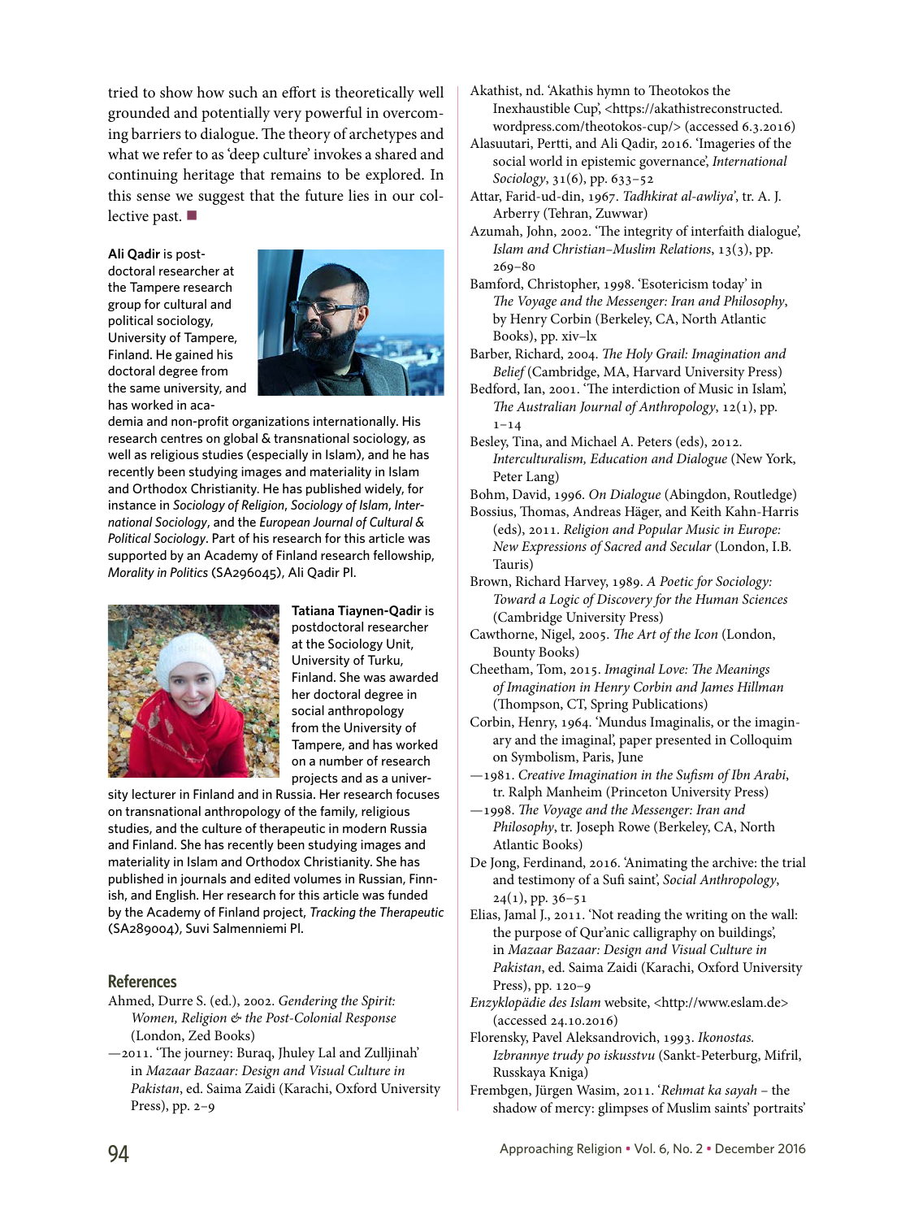tried to show how such an effort is theoretically well grounded and potentially very powerful in overcoming barriers to dialogue. The theory of archetypes and what we refer to as 'deep culture' invokes a shared and continuing heritage that remains to be explored. In this sense we suggest that the future lies in our collective past. ■

**Ali Qadir** is postdoctoral researcher at the Tampere research group for cultural and political sociology, University of Tampere, Finland. He gained his doctoral degree from the same university, and has worked in academia and non-profit organizations internationally. His research centres on global & transnational sociology, as well as religious studies (especially in Islam), and he has recently been studying images and materiality in Islam and Orthodox Christianity. He has published widely, for instance in *Sociology of Religion*, *Sociology of Islam*, *International Sociology*, and the *European Journal of Cultural & Political Sociology*. Part of his research for this article was supported by an Academy of Finland research fellowship, *Morality in Politics* (SA296045), Ali Qadir PI.

**Tatiana Tiaynen-Qadir** is postdoctoral researcher at the Sociology Unit, University of Turku, Finland. She was awarded her doctoral degree in social anthropology from the University of Tampere, and has worked on a number of research projects and as a university lecturer in Finland and in Russia. Her research focuses on transnational anthropology of the family, religious studies, and the culture of therapeutic in modern Russia and Finland. She has recently been studying images and materiality in Islam and Orthodox Christianity. She has published in journals and edited volumes in Russian, Finnish, and English. Her research for this article was funded by the Academy of Finland project, *Tracking the Therapeutic* (SA289004), Suvi Salmenniemi PI.

## References

Ahmed, Durre S. (ed.), 2002. *Gendering the Spirit: Women, Religion & the Post-Colonial Response* (London, Zed Books)

—2011. 'The journey: Buraq, Jhuley Lal and Zulljinah' in *Mazaar Bazaar: Design and Visual Culture in Pakistan*, ed. Saima Zaidi (Karachi, Oxford University Press), pp. 2–9

Akathist, nd. 'Akathis hymn to Theotokos the Inexhaustible Cup', <https://akathistreconstructed.wordpress.com/theotokos-cup/> (accessed 6.3.2016)

Alasuutari, Pertti, and Ali Qadir, 2016. 'Imageries of the social world in epistemic governance', *International Sociology*, 31(6), pp. 633–52

Attar, Farid-ud-din, 1967. *Tadhkirat al-awliya'*, tr. A. J. Arberry (Tehran, Zuwwar)

Azumah, John, 2002. 'The integrity of interfaith dialogue', *Islam and Christian–Muslim Relations*, 13(3), pp. 269–80

Bamford, Christopher, 1998. 'Esotericism today' in *The Voyage and the Messenger: Iran and Philosophy*, by Henry Corbin (Berkeley, CA, North Atlantic Books), pp. xiv–lx

Barber, Richard, 2004. *The Holy Grail: Imagination and Belief* (Cambridge, MA, Harvard University Press)

Bedford, Ian, 2001. 'The interdiction of Music in Islam', *The Australian Journal of Anthropology*, 12(1), pp. 1–14

Besley, Tina, and Michael A. Peters (eds), 2012. *Interculturalism, Education and Dialogue* (New York, Peter Lang)

Bohm, David, 1996. *On Dialogue* (Abingdon, Routledge)

Bossius, Thomas, Andreas Häger, and Keith Kahn-Harris (eds), 2011. *Religion and Popular Music in Europe: New Expressions of Sacred and Secular* (London, I.B. Tauris)

Brown, Richard Harvey, 1989. *A Poetic for Sociology: Toward a Logic of Discovery for the Human Sciences* (Cambridge University Press)

Cawthorne, Nigel, 2005. *The Art of the Icon* (London, Bounty Books)

Cheetham, Tom, 2015. *Imaginal Love: The Meanings of Imagination in Henry Corbin and James Hillman* (Thompson, CT, Spring Publications)

Corbin, Henry, 1964. 'Mundus Imaginalis, or the imaginary and the imaginal', paper presented in Colloquim on Symbolism, Paris, June

—1981. *Creative Imagination in the Sufism of Ibn Arabi*, tr. Ralph Manheim (Princeton University Press)

—1998. *The Voyage and the Messenger: Iran and Philosophy*, tr. Joseph Rowe (Berkeley, CA, North Atlantic Books)

De Jong, Ferdinand, 2016. 'Animating the archive: the trial and testimony of a Sufi saint', *Social Anthropology*, 24(1), pp. 36–51

Elias, Jamal J., 2011. 'Not reading the writing on the wall: the purpose of Qur'anic calligraphy on buildings', in *Mazaar Bazaar: Design and Visual Culture in Pakistan*, ed. Saima Zaidi (Karachi, Oxford University Press), pp. 120–9

*Enzyklopädie des Islam* website, <http://www.eslam.de> (accessed 24.10.2016)

Florensky, Pavel Aleksandrovich, 1993. *Ikonostas. Izbrannye trudy po iskusstvu* (Sankt-Peterburg, Mifril, Russkaya Kniga)

Frembgen, Jürgen Wasim, 2011. '*Rehmat ka sayah* – the shadow of mercy: glimpses of Muslim saints' portraits'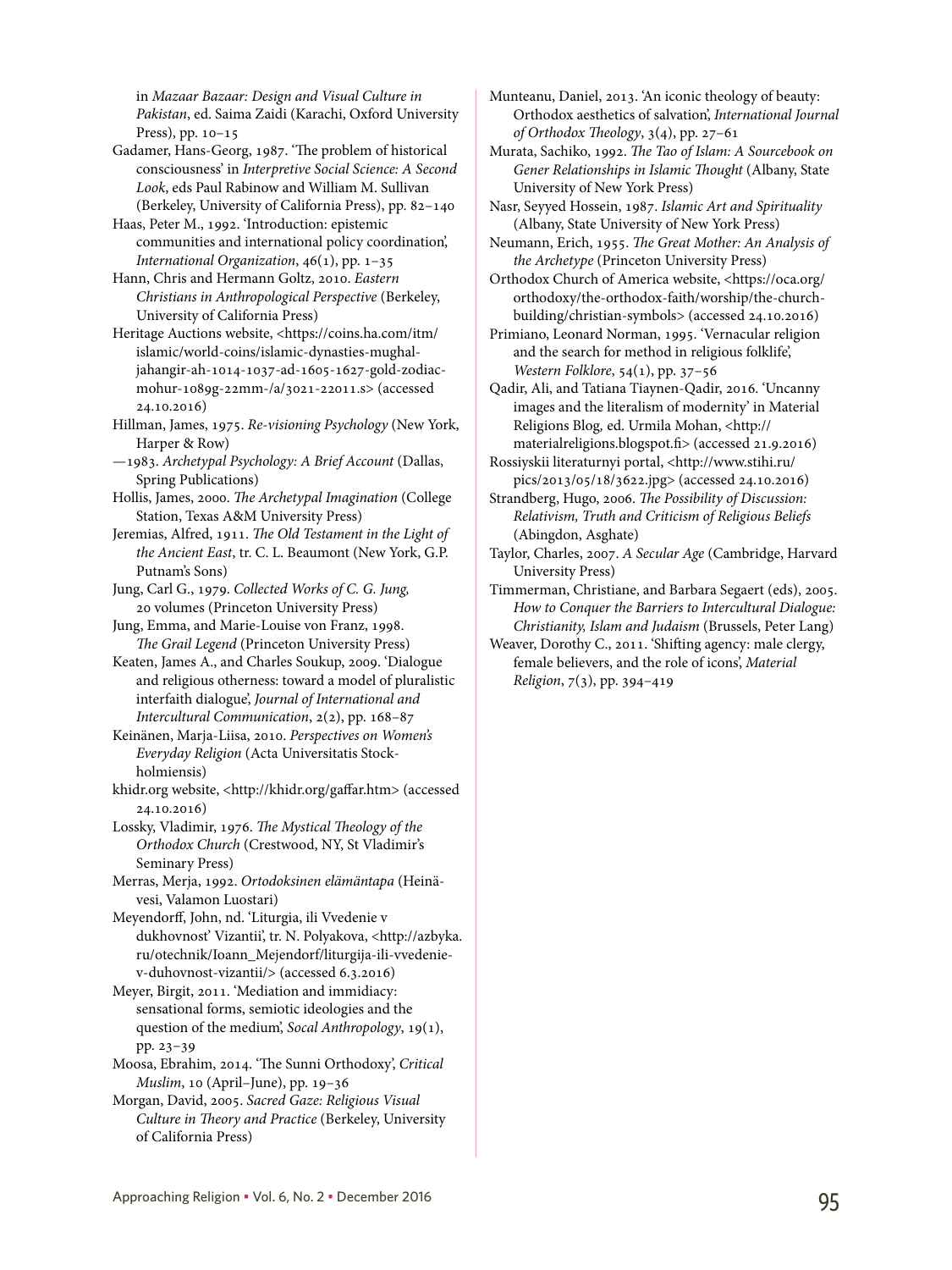in *Mazaar Bazaar: Design and Visual Culture in Pakistan*, ed. Saima Zaidi (Karachi, Oxford University Press), pp. 10–15

Gadamer, Hans-Georg, 1987. 'The problem of historical consciousness' in *Interpretive Social Science: A Second Look*, eds Paul Rabinow and William M. Sullivan (Berkeley, University of California Press), pp. 82–140

Haas, Peter M., 1992. 'Introduction: epistemic communities and international policy coordination', *International Organization*, 46(1), pp. 1–35

Hann, Chris and Hermann Goltz, 2010. *Eastern Christians in Anthropological Perspective* (Berkeley, University of California Press)

Heritage Auctions website, <https://coins.ha.com/itm/islamic/world-coins/islamic-dynasties-mughal-jahangir-ah-1014-1037-ad-1605-1627-gold-zodiac-mohur-1089g-22mm-/a/3021-22011.s> (accessed 24.10.2016)

Hillman, James, 1975. *Re-visioning Psychology* (New York, Harper & Row)

—1983. *Archetypal Psychology: A Brief Account* (Dallas, Spring Publications)

Hollis, James, 2000. *The Archetypal Imagination* (College Station, Texas A&M University Press)

Jeremias, Alfred, 1911. *The Old Testament in the Light of the Ancient East*, tr. C. L. Beaumont (New York, G.P. Putnam's Sons)

Jung, Carl G., 1979. *Collected Works of C. G. Jung,* 20 volumes (Princeton University Press)

Jung, Emma, and Marie-Louise von Franz, 1998. *The Grail Legend* (Princeton University Press)

Keaten, James A., and Charles Soukup, 2009. 'Dialogue and religious otherness: toward a model of pluralistic interfaith dialogue', *Journal of International and Intercultural Communication*, 2(2), pp. 168–87

Keinänen, Marja-Liisa, 2010. *Perspectives on Women's Everyday Religion* (Acta Universitatis Stockholmiensis)

khidr.org website, <http://khidr.org/gaffar.htm> (accessed 24.10.2016)

Lossky, Vladimir, 1976. *The Mystical Theology of the Orthodox Church* (Crestwood, NY, St Vladimir's Seminary Press)

Merras, Merja, 1992. *Ortodoksinen elämäntapa* (Heinävesi, Valamon Luostari)

Meyendorff, John, nd. 'Liturgia, ili Vvedenie v dukhovnost' Vizantii', tr. N. Polyakova, <http://azbyka.ru/otechnik/Ioann_Mejendorf/liturgija-ili-vvedenie-v-duhovnost-vizantii/> (accessed 6.3.2016)

Meyer, Birgit, 2011. 'Mediation and immidiacy: sensational forms, semiotic ideologies and the question of the medium', *Socal Anthropology*, 19(1), pp. 23–39

Moosa, Ebrahim, 2014. 'The Sunni Orthodoxy', *Critical Muslim*, 10 (April–June), pp. 19–36

Morgan, David, 2005. *Sacred Gaze: Religious Visual Culture in Theory and Practice* (Berkeley, University of California Press)

Munteanu, Daniel, 2013. 'An iconic theology of beauty: Orthodox aesthetics of salvation', *International Journal of Orthodox Theology*, 3(4), pp. 27–61

Murata, Sachiko, 1992. *The Tao of Islam: A Sourcebook on Gener Relationships in Islamic Thought* (Albany, State University of New York Press)

Nasr, Seyyed Hossein, 1987. *Islamic Art and Spirituality* (Albany, State University of New York Press)

Neumann, Erich, 1955. *The Great Mother: An Analysis of the Archetype* (Princeton University Press)

Orthodox Church of America website, <https://oca.org/orthodoxy/the-orthodox-faith/worship/the-church-building/christian-symbols> (accessed 24.10.2016)

Primiano, Leonard Norman, 1995. 'Vernacular religion and the search for method in religious folklife', *Western Folklore*, 54(1), pp. 37–56

Qadir, Ali, and Tatiana Tiaynen-Qadir, 2016. 'Uncanny images and the literalism of modernity' in Material Religions Blog*,* ed. Urmila Mohan, <http://materialreligions.blogspot.fi> (accessed 21.9.2016)

Rossiyskii literaturnyi portal, <http://www.stihi.ru/pics/2013/05/18/3622.jpg> (accessed 24.10.2016)

Strandberg, Hugo, 2006. *The Possibility of Discussion: Relativism, Truth and Criticism of Religious Beliefs* (Abingdon, Asghate)

Taylor, Charles, 2007. *A Secular Age* (Cambridge, Harvard University Press)

Timmerman, Christiane, and Barbara Segaert (eds), 2005. *How to Conquer the Barriers to Intercultural Dialogue: Christianity, Islam and Judaism* (Brussels, Peter Lang)

Weaver, Dorothy C., 2011. 'Shifting agency: male clergy, female believers, and the role of icons', *Material Religion*, 7(3), pp. 394–419